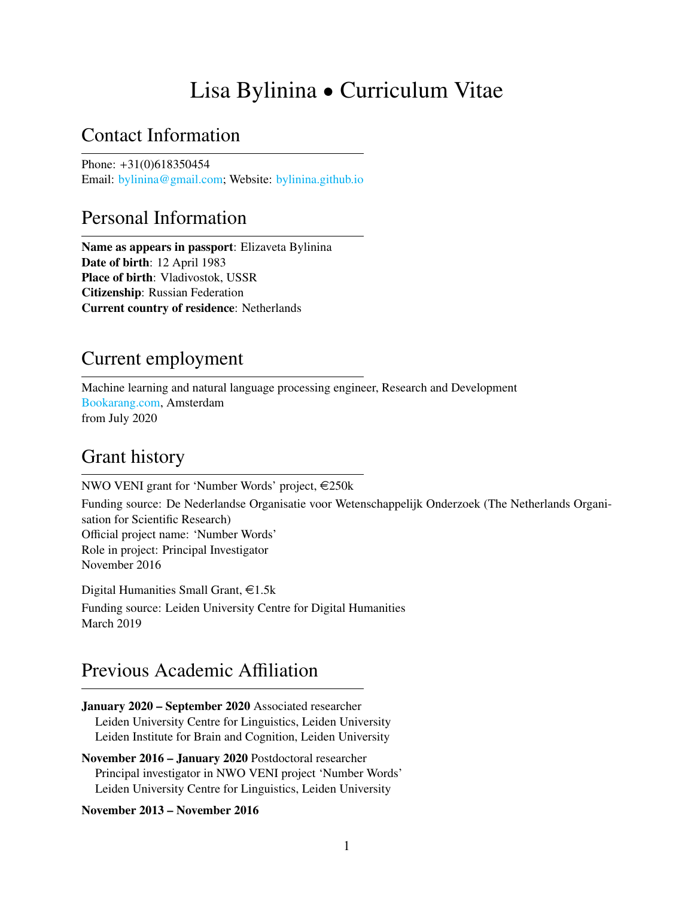# Lisa Bylinina • Curriculum Vitae

## Contact Information

Phone: +31(0)618350454
Email: bylinina@gmail.com; Website: bylinina.github.io

## Personal Information

**Name as appears in passport**: Elizaveta Bylinina
**Date of birth**: 12 April 1983
**Place of birth**: Vladivostok, USSR
**Citizenship**: Russian Federation
**Current country of residence**: Netherlands

## Current employment

Machine learning and natural language processing engineer, Research and Development
Bookarang.com, Amsterdam
from July 2020

## Grant history

NWO VENI grant for 'Number Words' project, €250k

Funding source: De Nederlandse Organisatie voor Wetenschappelijk Onderzoek (The Netherlands Organisation for Scientific Research)
Official project name: 'Number Words'
Role in project: Principal Investigator
November 2016

Digital Humanities Small Grant, €1.5k

Funding source: Leiden University Centre for Digital Humanities
March 2019

## Previous Academic Affiliation

**January 2020 – September 2020** Associated researcher
Leiden University Centre for Linguistics, Leiden University
Leiden Institute for Brain and Cognition, Leiden University

**November 2016 – January 2020** Postdoctoral researcher
Principal investigator in NWO VENI project 'Number Words'
Leiden University Centre for Linguistics, Leiden University

**November 2013 – November 2016**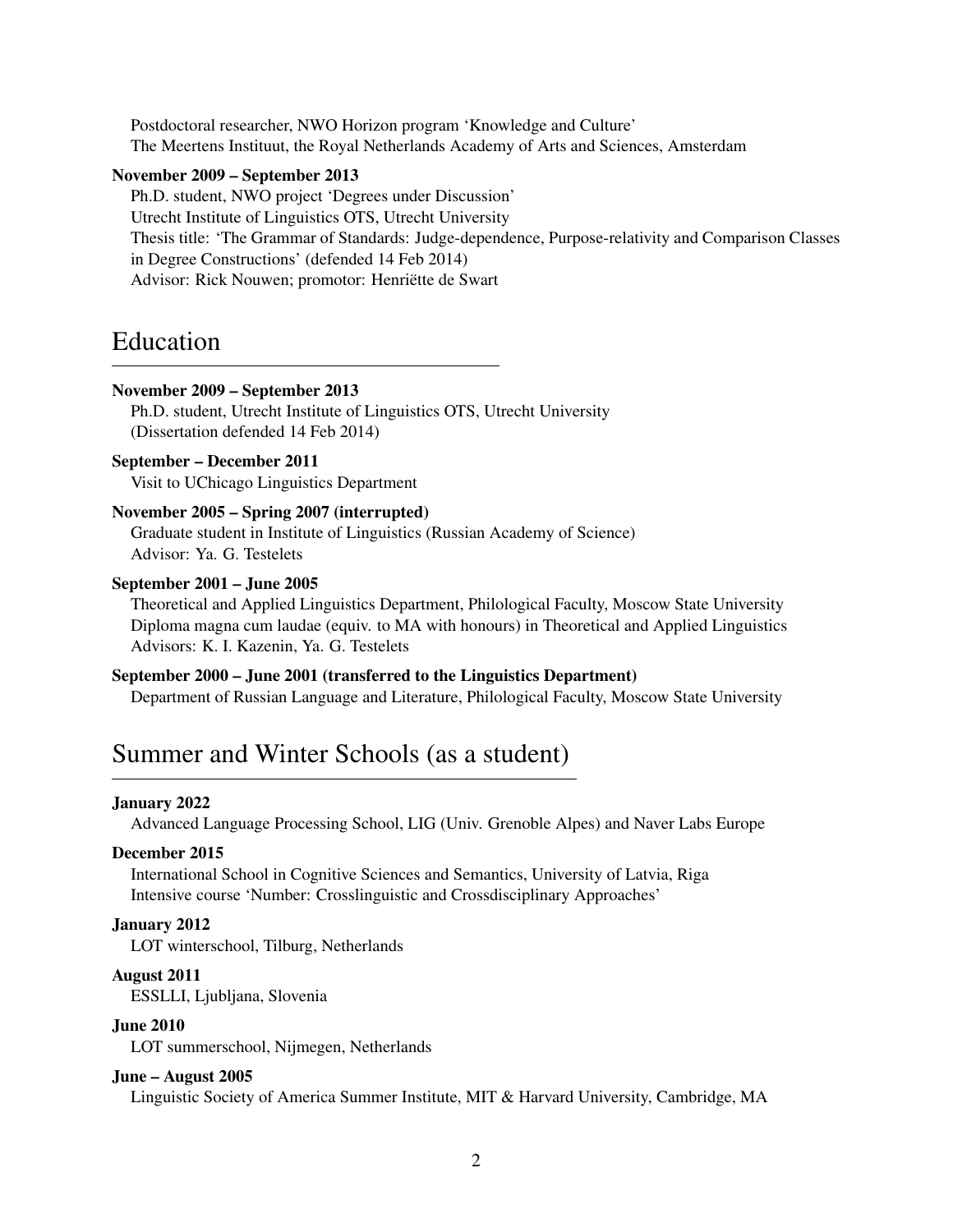Postdoctoral researcher, NWO Horizon program 'Knowledge and Culture'
The Meertens Instituut, the Royal Netherlands Academy of Arts and Sciences, Amsterdam

**November 2009 – September 2013**
Ph.D. student, NWO project 'Degrees under Discussion'
Utrecht Institute of Linguistics OTS, Utrecht University
Thesis title: 'The Grammar of Standards: Judge-dependence, Purpose-relativity and Comparison Classes in Degree Constructions' (defended 14 Feb 2014)
Advisor: Rick Nouwen; promotor: Henriëtte de Swart

# Education

**November 2009 – September 2013**
Ph.D. student, Utrecht Institute of Linguistics OTS, Utrecht University
(Dissertation defended 14 Feb 2014)

**September – December 2011**
Visit to UChicago Linguistics Department

**November 2005 – Spring 2007 (interrupted)**
Graduate student in Institute of Linguistics (Russian Academy of Science)
Advisor: Ya. G. Testelets

**September 2001 – June 2005**
Theoretical and Applied Linguistics Department, Philological Faculty, Moscow State University
Diploma magna cum laudae (equiv. to MA with honours) in Theoretical and Applied Linguistics
Advisors: K. I. Kazenin, Ya. G. Testelets

**September 2000 – June 2001 (transferred to the Linguistics Department)**
Department of Russian Language and Literature, Philological Faculty, Moscow State University

# Summer and Winter Schools (as a student)

**January 2022**
Advanced Language Processing School, LIG (Univ. Grenoble Alpes) and Naver Labs Europe

**December 2015**
International School in Cognitive Sciences and Semantics, University of Latvia, Riga
Intensive course 'Number: Crosslinguistic and Crossdisciplinary Approaches'

**January 2012**
LOT winterschool, Tilburg, Netherlands

**August 2011**
ESSLLI, Ljubljana, Slovenia

**June 2010**
LOT summerschool, Nijmegen, Netherlands

**June – August 2005**
Linguistic Society of America Summer Institute, MIT & Harvard University, Cambridge, MA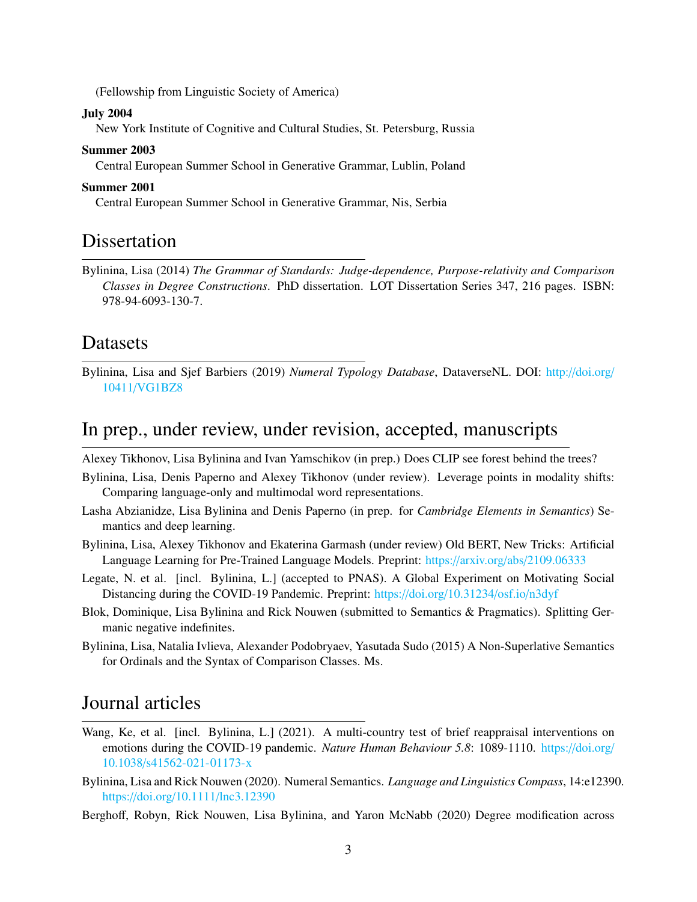(Fellowship from Linguistic Society of America)

**July 2004**
New York Institute of Cognitive and Cultural Studies, St. Petersburg, Russia

**Summer 2003**
Central European Summer School in Generative Grammar, Lublin, Poland

**Summer 2001**
Central European Summer School in Generative Grammar, Nis, Serbia

## Dissertation

Bylinina, Lisa (2014) *The Grammar of Standards: Judge-dependence, Purpose-relativity and Comparison Classes in Degree Constructions*. PhD dissertation. LOT Dissertation Series 347, 216 pages. ISBN: 978-94-6093-130-7.

## Datasets

Bylinina, Lisa and Sjef Barbiers (2019) *Numeral Typology Database*, DataverseNL. DOI: http://doi.org/10411/VG1BZ8

## In prep., under review, under revision, accepted, manuscripts

Alexey Tikhonov, Lisa Bylinina and Ivan Yamschikov (in prep.) Does CLIP see forest behind the trees?

Bylinina, Lisa, Denis Paperno and Alexey Tikhonov (under review). Leverage points in modality shifts: Comparing language-only and multimodal word representations.

Lasha Abzianidze, Lisa Bylinina and Denis Paperno (in prep. for *Cambridge Elements in Semantics*) Semantics and deep learning.

Bylinina, Lisa, Alexey Tikhonov and Ekaterina Garmash (under review) Old BERT, New Tricks: Artificial Language Learning for Pre-Trained Language Models. Preprint: https://arxiv.org/abs/2109.06333

Legate, N. et al. [incl. Bylinina, L.] (accepted to PNAS). A Global Experiment on Motivating Social Distancing during the COVID-19 Pandemic. Preprint: https://doi.org/10.31234/osf.io/n3dyf

Blok, Dominique, Lisa Bylinina and Rick Nouwen (submitted to Semantics & Pragmatics). Splitting Germanic negative indefinites.

Bylinina, Lisa, Natalia Ivlieva, Alexander Podobryaev, Yasutada Sudo (2015) A Non-Superlative Semantics for Ordinals and the Syntax of Comparison Classes. Ms.

## Journal articles

Wang, Ke, et al. [incl. Bylinina, L.] (2021). A multi-country test of brief reappraisal interventions on emotions during the COVID-19 pandemic. *Nature Human Behaviour 5.8*: 1089-1110. https://doi.org/10.1038/s41562-021-01173-x

Bylinina, Lisa and Rick Nouwen (2020). Numeral Semantics. *Language and Linguistics Compass*, 14:e12390. https://doi.org/10.1111/lnc3.12390

Berghoff, Robyn, Rick Nouwen, Lisa Bylinina, and Yaron McNabb (2020) Degree modification across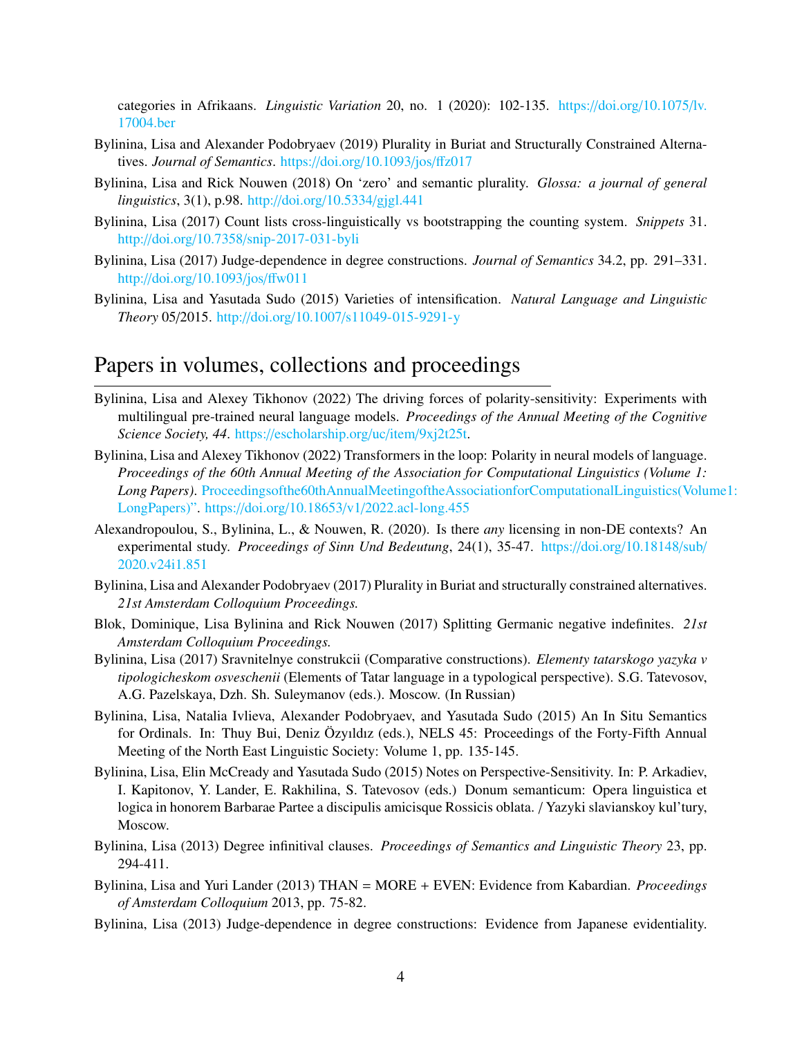categories in Afrikaans. *Linguistic Variation* 20, no. 1 (2020): 102-135. https://doi.org/10.1075/lv.17004.ber

Bylinina, Lisa and Alexander Podobryaev (2019) Plurality in Buriat and Structurally Constrained Alternatives. *Journal of Semantics*. https://doi.org/10.1093/jos/ffz017

Bylinina, Lisa and Rick Nouwen (2018) On 'zero' and semantic plurality. *Glossa: a journal of general linguistics*, 3(1), p.98. http://doi.org/10.5334/gjgl.441

Bylinina, Lisa (2017) Count lists cross-linguistically vs bootstrapping the counting system. *Snippets* 31. http://doi.org/10.7358/snip-2017-031-byli

Bylinina, Lisa (2017) Judge-dependence in degree constructions. *Journal of Semantics* 34.2, pp. 291–331. http://doi.org/10.1093/jos/ffw011

Bylinina, Lisa and Yasutada Sudo (2015) Varieties of intensification. *Natural Language and Linguistic Theory* 05/2015. http://doi.org/10.1007/s11049-015-9291-y

## Papers in volumes, collections and proceedings

Bylinina, Lisa and Alexey Tikhonov (2022) The driving forces of polarity-sensitivity: Experiments with multilingual pre-trained neural language models. *Proceedings of the Annual Meeting of the Cognitive Science Society, 44*. https://escholarship.org/uc/item/9xj2t25t.

Bylinina, Lisa and Alexey Tikhonov (2022) Transformers in the loop: Polarity in neural models of language. *Proceedings of the 60th Annual Meeting of the Association for Computational Linguistics (Volume 1: Long Papers)*. Proceedingsofthe60thAnnualMeetingoftheAssociationforComputationalLinguistics(Volume1:LongPapers)". https://doi.org/10.18653/v1/2022.acl-long.455

Alexandropoulou, S., Bylinina, L., & Nouwen, R. (2020). Is there *any* licensing in non-DE contexts? An experimental study. *Proceedings of Sinn Und Bedeutung*, 24(1), 35-47. https://doi.org/10.18148/sub/2020.v24i1.851

Bylinina, Lisa and Alexander Podobryaev (2017) Plurality in Buriat and structurally constrained alternatives. *21st Amsterdam Colloquium Proceedings.*

Blok, Dominique, Lisa Bylinina and Rick Nouwen (2017) Splitting Germanic negative indefinites. *21st Amsterdam Colloquium Proceedings.*

Bylinina, Lisa (2017) Sravnitelnye construkcii (Comparative constructions). *Elementy tatarskogo yazyka v tipologicheskom osveschenii* (Elements of Tatar language in a typological perspective). S.G. Tatevosov, A.G. Pazelskaya, Dzh. Sh. Suleymanov (eds.). Moscow. (In Russian)

Bylinina, Lisa, Natalia Ivlieva, Alexander Podobryaev, and Yasutada Sudo (2015) An In Situ Semantics for Ordinals. In: Thuy Bui, Deniz Özyıldız (eds.), NELS 45: Proceedings of the Forty-Fifth Annual Meeting of the North East Linguistic Society: Volume 1, pp. 135-145.

Bylinina, Lisa, Elin McCready and Yasutada Sudo (2015) Notes on Perspective-Sensitivity. In: P. Arkadiev, I. Kapitonov, Y. Lander, E. Rakhilina, S. Tatevosov (eds.) Donum semanticum: Opera linguistica et logica in honorem Barbarae Partee a discipulis amicisque Rossicis oblata. / Yazyki slavianskoy kul'tury, Moscow.

Bylinina, Lisa (2013) Degree infinitival clauses. *Proceedings of Semantics and Linguistic Theory* 23, pp. 294-411.

Bylinina, Lisa and Yuri Lander (2013) THAN = MORE + EVEN: Evidence from Kabardian. *Proceedings of Amsterdam Colloquium* 2013, pp. 75-82.

Bylinina, Lisa (2013) Judge-dependence in degree constructions: Evidence from Japanese evidentiality.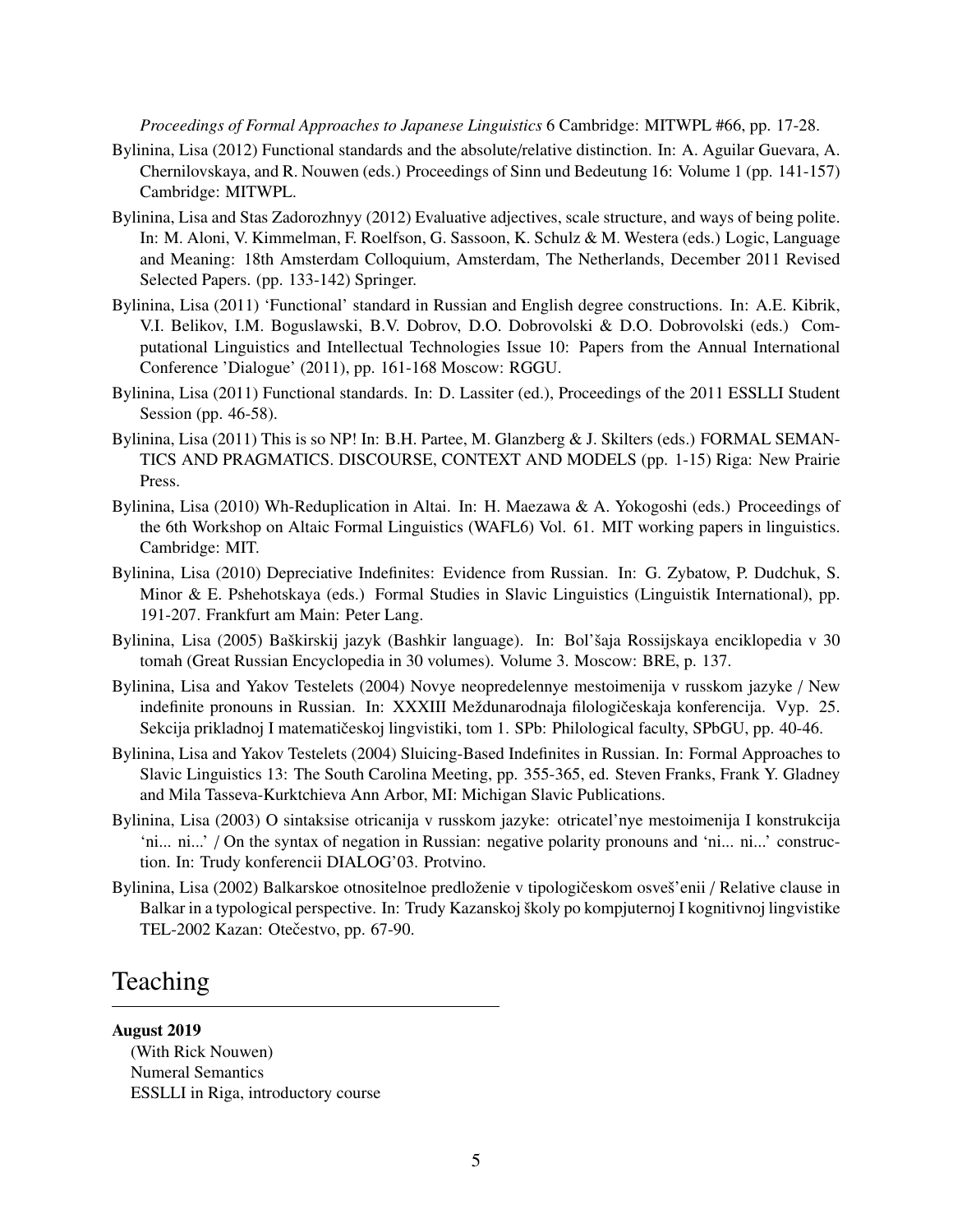*Proceedings of Formal Approaches to Japanese Linguistics* 6 Cambridge: MITWPL #66, pp. 17-28.

Bylinina, Lisa (2012) Functional standards and the absolute/relative distinction. In: A. Aguilar Guevara, A. Chernilovskaya, and R. Nouwen (eds.) Proceedings of Sinn und Bedeutung 16: Volume 1 (pp. 141-157) Cambridge: MITWPL.

Bylinina, Lisa and Stas Zadorozhnyy (2012) Evaluative adjectives, scale structure, and ways of being polite. In: M. Aloni, V. Kimmelman, F. Roelfson, G. Sassoon, K. Schulz & M. Westera (eds.) Logic, Language and Meaning: 18th Amsterdam Colloquium, Amsterdam, The Netherlands, December 2011 Revised Selected Papers. (pp. 133-142) Springer.

Bylinina, Lisa (2011) 'Functional' standard in Russian and English degree constructions. In: A.E. Kibrik, V.I. Belikov, I.M. Boguslawski, B.V. Dobrov, D.O. Dobrovolski & D.O. Dobrovolski (eds.) Computational Linguistics and Intellectual Technologies Issue 10: Papers from the Annual International Conference 'Dialogue' (2011), pp. 161-168 Moscow: RGGU.

Bylinina, Lisa (2011) Functional standards. In: D. Lassiter (ed.), Proceedings of the 2011 ESSLLI Student Session (pp. 46-58).

Bylinina, Lisa (2011) This is so NP! In: B.H. Partee, M. Glanzberg & J. Skilters (eds.) FORMAL SEMANTICS AND PRAGMATICS. DISCOURSE, CONTEXT AND MODELS (pp. 1-15) Riga: New Prairie Press.

Bylinina, Lisa (2010) Wh-Reduplication in Altai. In: H. Maezawa & A. Yokogoshi (eds.) Proceedings of the 6th Workshop on Altaic Formal Linguistics (WAFL6) Vol. 61. MIT working papers in linguistics. Cambridge: MIT.

Bylinina, Lisa (2010) Depreciative Indefinites: Evidence from Russian. In: G. Zybatow, P. Dudchuk, S. Minor & E. Pshehotskaya (eds.) Formal Studies in Slavic Linguistics (Linguistik International), pp. 191-207. Frankfurt am Main: Peter Lang.

Bylinina, Lisa (2005) Baškirskij jazyk (Bashkir language). In: Bol'šaja Rossijskaya enciklopedia v 30 tomah (Great Russian Encyclopedia in 30 volumes). Volume 3. Moscow: BRE, p. 137.

Bylinina, Lisa and Yakov Testelets (2004) Novye neopredelennye mestoimenija v russkom jazyke / New indefinite pronouns in Russian. In: XXXIII Meždunarodnaja filologičeskaja konferencija. Vyp. 25. Sekcija prikladnoj I matematičeskoj lingvistiki, tom 1. SPb: Philological faculty, SPbGU, pp. 40-46.

Bylinina, Lisa and Yakov Testelets (2004) Sluicing-Based Indefinites in Russian. In: Formal Approaches to Slavic Linguistics 13: The South Carolina Meeting, pp. 355-365, ed. Steven Franks, Frank Y. Gladney and Mila Tasseva-Kurktchieva Ann Arbor, MI: Michigan Slavic Publications.

Bylinina, Lisa (2003) O sintaksise otricanija v russkom jazyke: otricatel'nye mestoimenija I konstrukcija 'ni... ni...' / On the syntax of negation in Russian: negative polarity pronouns and 'ni... ni...' construction. In: Trudy konferencii DIALOG'03. Protvino.

Bylinina, Lisa (2002) Balkarskoe otnositelnoe predloženie v tipologičeskom osveš'enii / Relative clause in Balkar in a typological perspective. In: Trudy Kazanskoj školy po kompjuternoj I kognitivnoj lingvistike TEL-2002 Kazan: Otečestvo, pp. 67-90.

# Teaching

**August 2019**
(With Rick Nouwen)
Numeral Semantics
ESSLLI in Riga, introductory course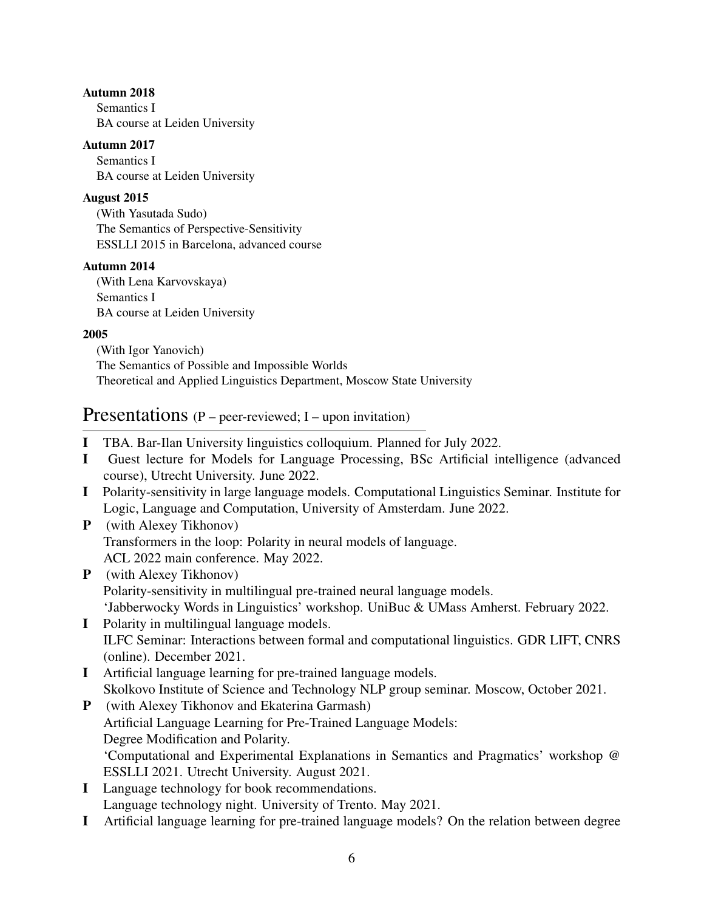**Autumn 2018**
Semantics I
BA course at Leiden University

**Autumn 2017**
Semantics I
BA course at Leiden University

**August 2015**
(With Yasutada Sudo)
The Semantics of Perspective-Sensitivity
ESSLLI 2015 in Barcelona, advanced course

**Autumn 2014**
(With Lena Karvovskaya)
Semantics I
BA course at Leiden University

**2005**
(With Igor Yanovich)
The Semantics of Possible and Impossible Worlds
Theoretical and Applied Linguistics Department, Moscow State University

## Presentations (P – peer-reviewed; I – upon invitation)

**I** TBA. Bar-Ilan University linguistics colloquium. Planned for July 2022.

**I** Guest lecture for Models for Language Processing, BSc Artificial intelligence (advanced course), Utrecht University. June 2022.

**I** Polarity-sensitivity in large language models. Computational Linguistics Seminar. Institute for Logic, Language and Computation, University of Amsterdam. June 2022.

**P** (with Alexey Tikhonov)
Transformers in the loop: Polarity in neural models of language.
ACL 2022 main conference. May 2022.

**P** (with Alexey Tikhonov)
Polarity-sensitivity in multilingual pre-trained neural language models.
'Jabberwocky Words in Linguistics' workshop. UniBuc & UMass Amherst. February 2022.

**I** Polarity in multilingual language models.
ILFC Seminar: Interactions between formal and computational linguistics. GDR LIFT, CNRS (online). December 2021.

**I** Artificial language learning for pre-trained language models.
Skolkovo Institute of Science and Technology NLP group seminar. Moscow, October 2021.

**P** (with Alexey Tikhonov and Ekaterina Garmash)
Artificial Language Learning for Pre-Trained Language Models:
Degree Modification and Polarity.
'Computational and Experimental Explanations in Semantics and Pragmatics' workshop @ ESSLLI 2021. Utrecht University. August 2021.

**I** Language technology for book recommendations.
Language technology night. University of Trento. May 2021.

**I** Artificial language learning for pre-trained language models? On the relation between degree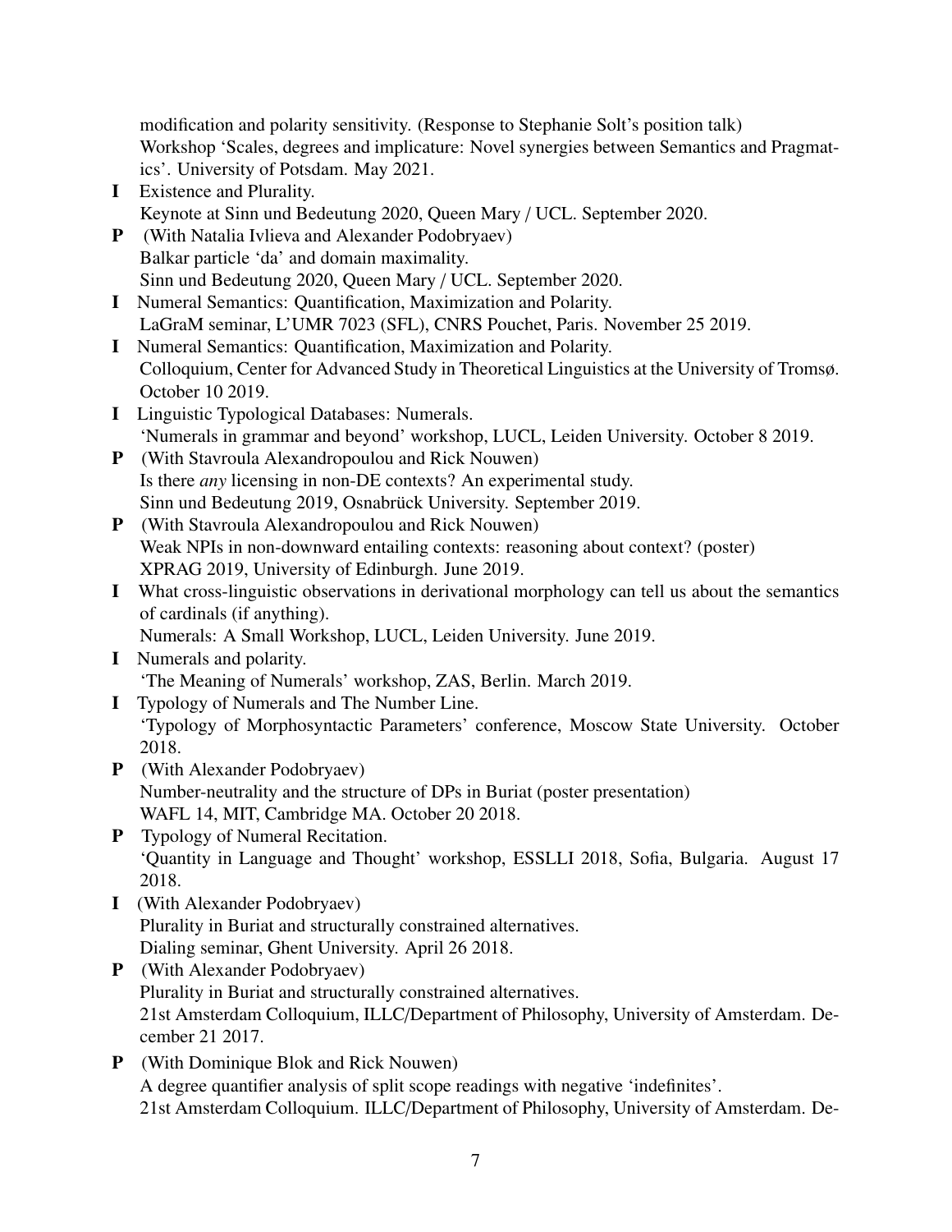modification and polarity sensitivity. (Response to Stephanie Solt's position talk)
Workshop 'Scales, degrees and implicature: Novel synergies between Semantics and Pragmatics'. University of Potsdam. May 2021.

**I** Existence and Plurality.
Keynote at Sinn und Bedeutung 2020, Queen Mary / UCL. September 2020.

**P** (With Natalia Ivlieva and Alexander Podobryaev)
Balkar particle 'da' and domain maximality.
Sinn und Bedeutung 2020, Queen Mary / UCL. September 2020.

**I** Numeral Semantics: Quantification, Maximization and Polarity.
LaGraM seminar, L'UMR 7023 (SFL), CNRS Pouchet, Paris. November 25 2019.

**I** Numeral Semantics: Quantification, Maximization and Polarity.
Colloquium, Center for Advanced Study in Theoretical Linguistics at the University of Tromsø. October 10 2019.

**I** Linguistic Typological Databases: Numerals.
'Numerals in grammar and beyond' workshop, LUCL, Leiden University. October 8 2019.

**P** (With Stavroula Alexandropoulou and Rick Nouwen)
Is there *any* licensing in non-DE contexts? An experimental study.
Sinn und Bedeutung 2019, Osnabrück University. September 2019.

**P** (With Stavroula Alexandropoulou and Rick Nouwen)
Weak NPIs in non-downward entailing contexts: reasoning about context? (poster)
XPRAG 2019, University of Edinburgh. June 2019.

**I** What cross-linguistic observations in derivational morphology can tell us about the semantics of cardinals (if anything).
Numerals: A Small Workshop, LUCL, Leiden University. June 2019.

**I** Numerals and polarity.
'The Meaning of Numerals' workshop, ZAS, Berlin. March 2019.

**I** Typology of Numerals and The Number Line.
'Typology of Morphosyntactic Parameters' conference, Moscow State University. October 2018.

**P** (With Alexander Podobryaev)
Number-neutrality and the structure of DPs in Buriat (poster presentation)
WAFL 14, MIT, Cambridge MA. October 20 2018.

**P** Typology of Numeral Recitation.
'Quantity in Language and Thought' workshop, ESSLLI 2018, Sofia, Bulgaria. August 17 2018.

**I** (With Alexander Podobryaev)
Plurality in Buriat and structurally constrained alternatives.
Dialing seminar, Ghent University. April 26 2018.

**P** (With Alexander Podobryaev)
Plurality in Buriat and structurally constrained alternatives.
21st Amsterdam Colloquium, ILLC/Department of Philosophy, University of Amsterdam. December 21 2017.

**P** (With Dominique Blok and Rick Nouwen)
A degree quantifier analysis of split scope readings with negative 'indefinites'.
21st Amsterdam Colloquium. ILLC/Department of Philosophy, University of Amsterdam. De-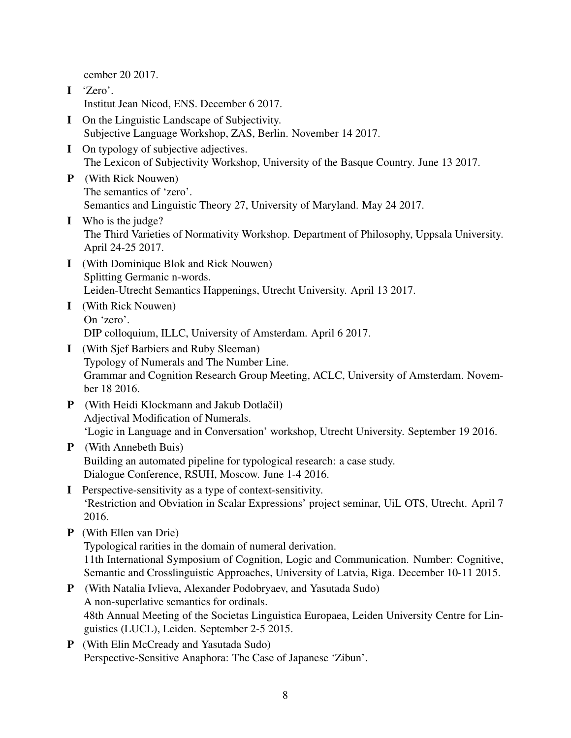cember 20 2017.

**I** 'Zero'.
Institut Jean Nicod, ENS. December 6 2017.

**I** On the Linguistic Landscape of Subjectivity.
Subjective Language Workshop, ZAS, Berlin. November 14 2017.

**I** On typology of subjective adjectives.
The Lexicon of Subjectivity Workshop, University of the Basque Country. June 13 2017.

**P** (With Rick Nouwen)
The semantics of 'zero'.
Semantics and Linguistic Theory 27, University of Maryland. May 24 2017.

**I** Who is the judge?
The Third Varieties of Normativity Workshop. Department of Philosophy, Uppsala University. April 24-25 2017.

**I** (With Dominique Blok and Rick Nouwen)
Splitting Germanic n-words.
Leiden-Utrecht Semantics Happenings, Utrecht University. April 13 2017.

**I** (With Rick Nouwen)
On 'zero'.
DIP colloquium, ILLC, University of Amsterdam. April 6 2017.

**I** (With Sjef Barbiers and Ruby Sleeman)
Typology of Numerals and The Number Line.
Grammar and Cognition Research Group Meeting, ACLC, University of Amsterdam. November 18 2016.

**P** (With Heidi Klockmann and Jakub Dotlačil)
Adjectival Modification of Numerals.
'Logic in Language and in Conversation' workshop, Utrecht University. September 19 2016.

**P** (With Annebeth Buis)
Building an automated pipeline for typological research: a case study.
Dialogue Conference, RSUH, Moscow. June 1-4 2016.

**I** Perspective-sensitivity as a type of context-sensitivity.
'Restriction and Obviation in Scalar Expressions' project seminar, UiL OTS, Utrecht. April 7 2016.

**P** (With Ellen van Drie)
Typological rarities in the domain of numeral derivation.
11th International Symposium of Cognition, Logic and Communication. Number: Cognitive, Semantic and Crosslinguistic Approaches, University of Latvia, Riga. December 10-11 2015.

**P** (With Natalia Ivlieva, Alexander Podobryaev, and Yasutada Sudo)
A non-superlative semantics for ordinals.
48th Annual Meeting of the Societas Linguistica Europaea, Leiden University Centre for Linguistics (LUCL), Leiden. September 2-5 2015.

**P** (With Elin McCready and Yasutada Sudo)
Perspective-Sensitive Anaphora: The Case of Japanese 'Zibun'.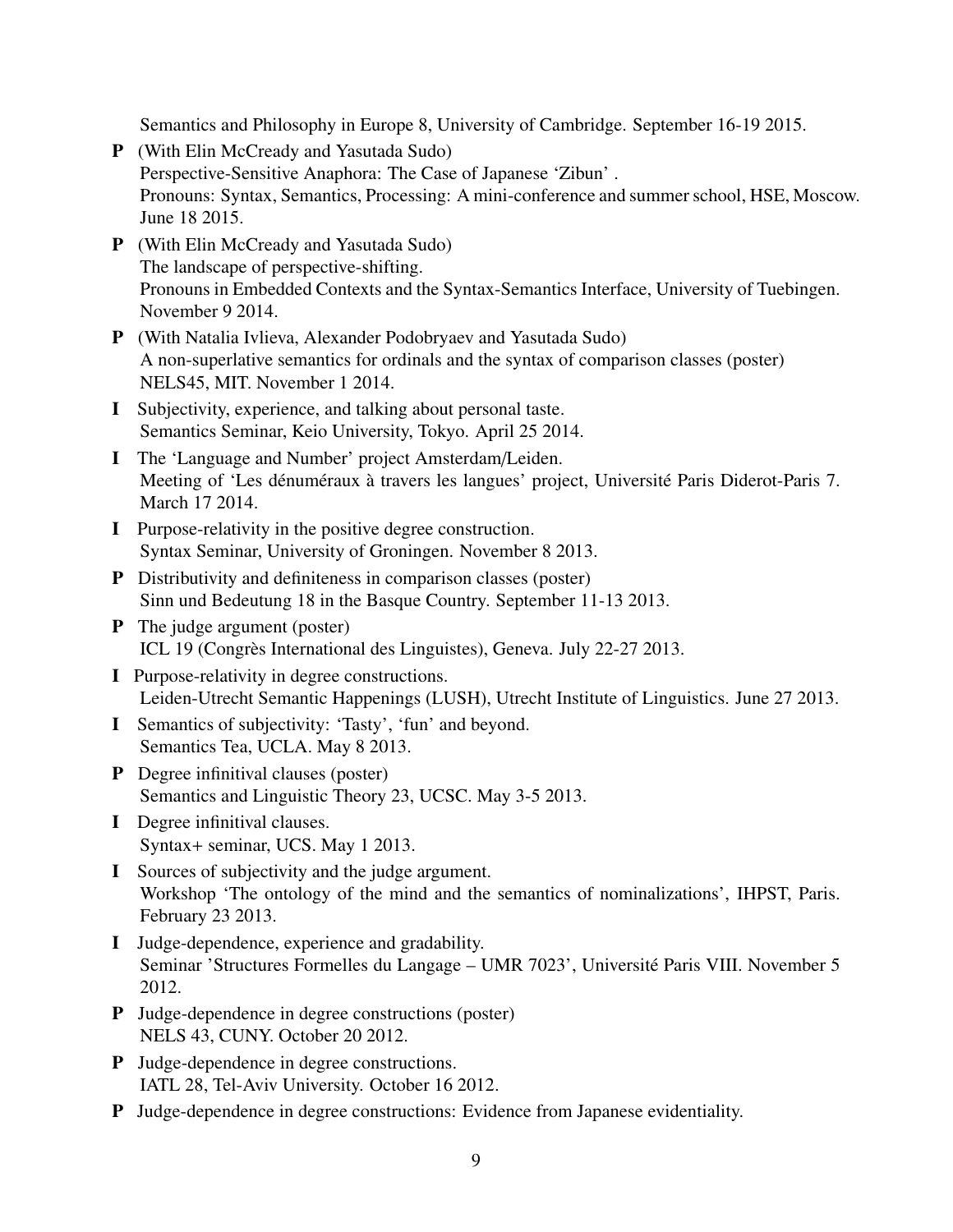Semantics and Philosophy in Europe 8, University of Cambridge. September 16-19 2015.

**P** (With Elin McCready and Yasutada Sudo)
Perspective-Sensitive Anaphora: The Case of Japanese 'Zibun' .
Pronouns: Syntax, Semantics, Processing: A mini-conference and summer school, HSE, Moscow. June 18 2015.

**P** (With Elin McCready and Yasutada Sudo)
The landscape of perspective-shifting.
Pronouns in Embedded Contexts and the Syntax-Semantics Interface, University of Tuebingen. November 9 2014.

**P** (With Natalia Ivlieva, Alexander Podobryaev and Yasutada Sudo)
A non-superlative semantics for ordinals and the syntax of comparison classes (poster)
NELS45, MIT. November 1 2014.

**I** Subjectivity, experience, and talking about personal taste.
Semantics Seminar, Keio University, Tokyo. April 25 2014.

**I** The 'Language and Number' project Amsterdam/Leiden.
Meeting of 'Les dénuméraux à travers les langues' project, Université Paris Diderot-Paris 7. March 17 2014.

**I** Purpose-relativity in the positive degree construction.
Syntax Seminar, University of Groningen. November 8 2013.

**P** Distributivity and definiteness in comparison classes (poster)
Sinn und Bedeutung 18 in the Basque Country. September 11-13 2013.

**P** The judge argument (poster)
ICL 19 (Congrès International des Linguistes), Geneva. July 22-27 2013.

**I** Purpose-relativity in degree constructions.
Leiden-Utrecht Semantic Happenings (LUSH), Utrecht Institute of Linguistics. June 27 2013.

**I** Semantics of subjectivity: 'Tasty', 'fun' and beyond.
Semantics Tea, UCLA. May 8 2013.

**P** Degree infinitival clauses (poster)
Semantics and Linguistic Theory 23, UCSC. May 3-5 2013.

**I** Degree infinitival clauses.
Syntax+ seminar, UCS. May 1 2013.

**I** Sources of subjectivity and the judge argument.
Workshop 'The ontology of the mind and the semantics of nominalizations', IHPST, Paris. February 23 2013.

**I** Judge-dependence, experience and gradability.
Seminar 'Structures Formelles du Langage – UMR 7023', Université Paris VIII. November 5 2012.

**P** Judge-dependence in degree constructions (poster)
NELS 43, CUNY. October 20 2012.

**P** Judge-dependence in degree constructions.
IATL 28, Tel-Aviv University. October 16 2012.

**P** Judge-dependence in degree constructions: Evidence from Japanese evidentiality.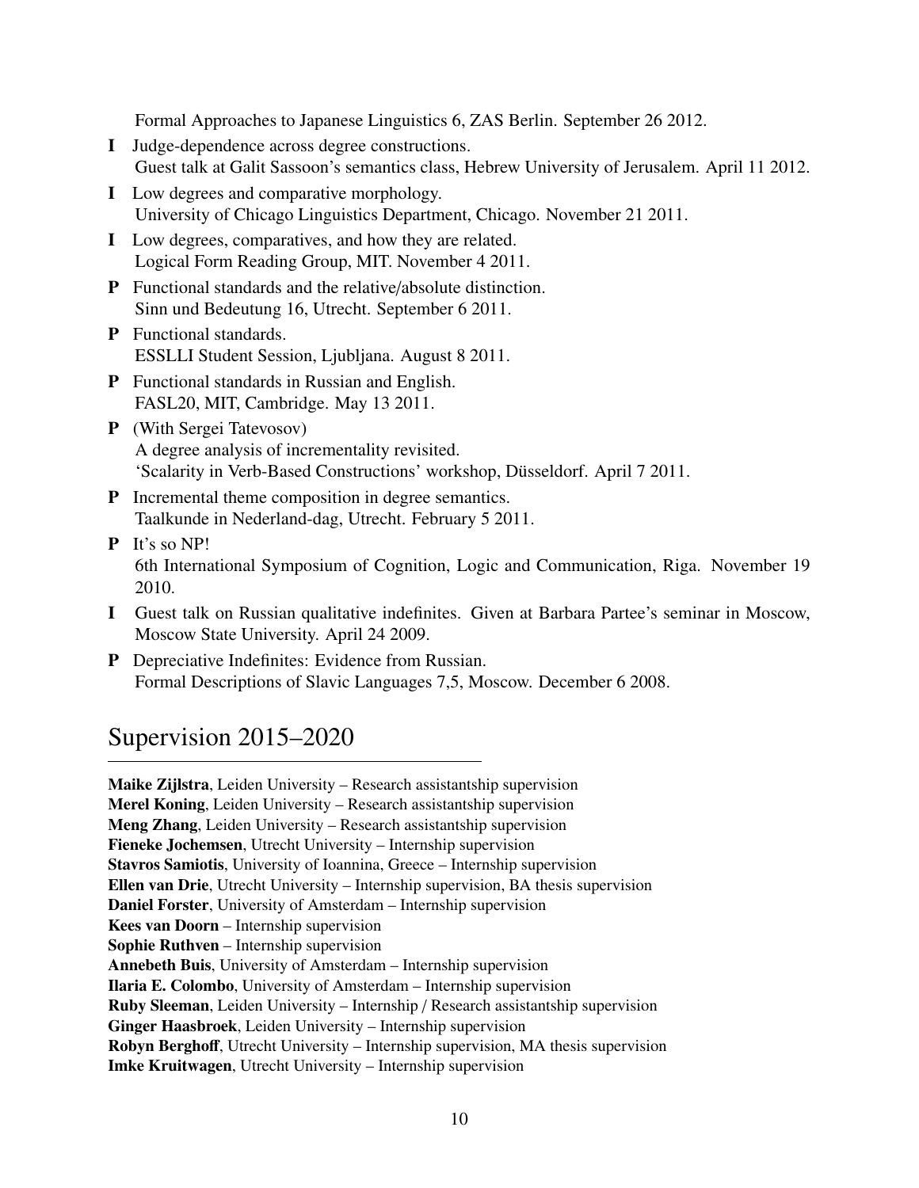Formal Approaches to Japanese Linguistics 6, ZAS Berlin. September 26 2012.

**I** Judge-dependence across degree constructions.
Guest talk at Galit Sassoon's semantics class, Hebrew University of Jerusalem. April 11 2012.

**I** Low degrees and comparative morphology.
University of Chicago Linguistics Department, Chicago. November 21 2011.

**I** Low degrees, comparatives, and how they are related.
Logical Form Reading Group, MIT. November 4 2011.

**P** Functional standards and the relative/absolute distinction.
Sinn und Bedeutung 16, Utrecht. September 6 2011.

**P** Functional standards.
ESSLLI Student Session, Ljubljana. August 8 2011.

**P** Functional standards in Russian and English.
FASL20, MIT, Cambridge. May 13 2011.

**P** (With Sergei Tatevosov)
A degree analysis of incrementality revisited.
'Scalarity in Verb-Based Constructions' workshop, Düsseldorf. April 7 2011.

**P** Incremental theme composition in degree semantics.
Taalkunde in Nederland-dag, Utrecht. February 5 2011.

**P** It's so NP!
6th International Symposium of Cognition, Logic and Communication, Riga. November 19 2010.

**I** Guest talk on Russian qualitative indefinites. Given at Barbara Partee's seminar in Moscow, Moscow State University. April 24 2009.

**P** Depreciative Indefinites: Evidence from Russian.
Formal Descriptions of Slavic Languages 7,5, Moscow. December 6 2008.

## Supervision 2015–2020

**Maike Zijlstra**, Leiden University – Research assistantship supervision
**Merel Koning**, Leiden University – Research assistantship supervision
**Meng Zhang**, Leiden University – Research assistantship supervision
**Fieneke Jochemsen**, Utrecht University – Internship supervision
**Stavros Samiotis**, University of Ioannina, Greece – Internship supervision
**Ellen van Drie**, Utrecht University – Internship supervision, BA thesis supervision
**Daniel Forster**, University of Amsterdam – Internship supervision
**Kees van Doorn** – Internship supervision
**Sophie Ruthven** – Internship supervision
**Annebeth Buis**, University of Amsterdam – Internship supervision
**Ilaria E. Colombo**, University of Amsterdam – Internship supervision
**Ruby Sleeman**, Leiden University – Internship / Research assistantship supervision
**Ginger Haasbroek**, Leiden University – Internship supervision
**Robyn Berghoff**, Utrecht University – Internship supervision, MA thesis supervision
**Imke Kruitwagen**, Utrecht University – Internship supervision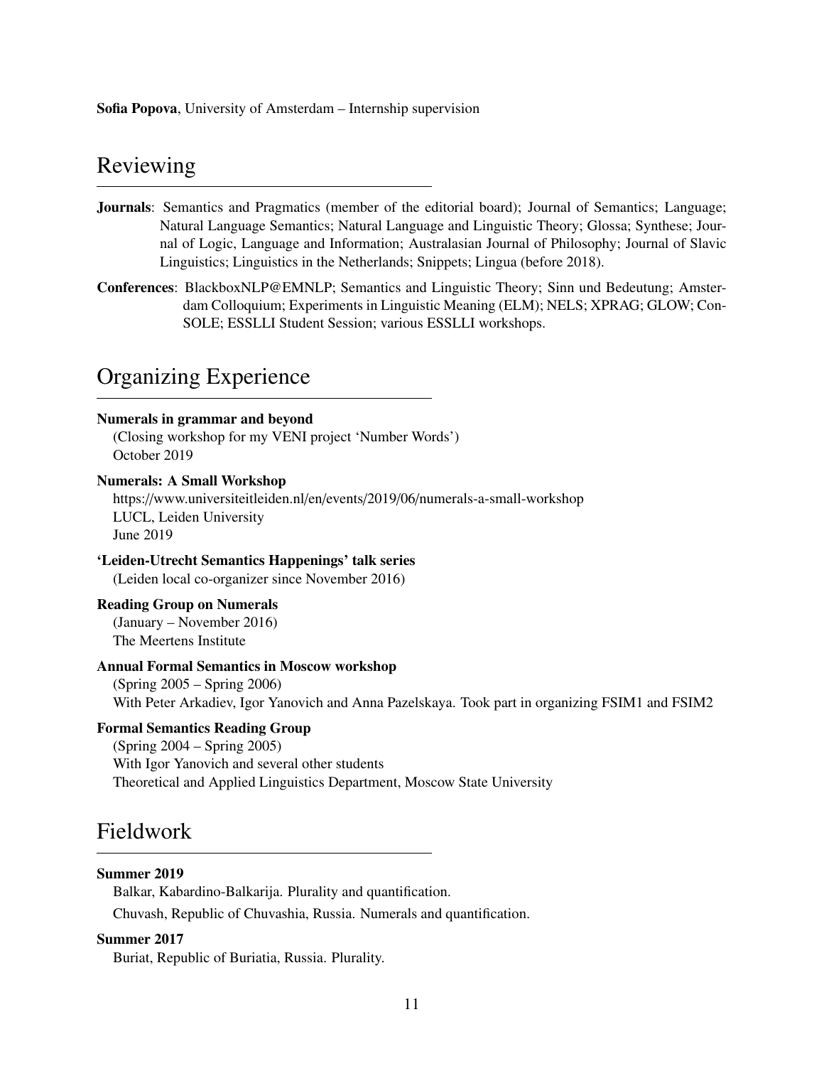**Sofia Popova**, University of Amsterdam – Internship supervision

## Reviewing

**Journals**: Semantics and Pragmatics (member of the editorial board); Journal of Semantics; Language; Natural Language Semantics; Natural Language and Linguistic Theory; Glossa; Synthese; Journal of Logic, Language and Information; Australasian Journal of Philosophy; Journal of Slavic Linguistics; Linguistics in the Netherlands; Snippets; Lingua (before 2018).

**Conferences**: BlackboxNLP@EMNLP; Semantics and Linguistic Theory; Sinn und Bedeutung; Amsterdam Colloquium; Experiments in Linguistic Meaning (ELM); NELS; XPRAG; GLOW; ConSOLE; ESSLLI Student Session; various ESSLLI workshops.

## Organizing Experience

**Numerals in grammar and beyond**
(Closing workshop for my VENI project 'Number Words')
October 2019

**Numerals: A Small Workshop**
https://www.universiteitleiden.nl/en/events/2019/06/numerals-a-small-workshop
LUCL, Leiden University
June 2019

**'Leiden-Utrecht Semantics Happenings' talk series**
(Leiden local co-organizer since November 2016)

**Reading Group on Numerals**
(January – November 2016)
The Meertens Institute

**Annual Formal Semantics in Moscow workshop**
(Spring 2005 – Spring 2006)
With Peter Arkadiev, Igor Yanovich and Anna Pazelskaya. Took part in organizing FSIM1 and FSIM2

**Formal Semantics Reading Group**
(Spring 2004 – Spring 2005)
With Igor Yanovich and several other students
Theoretical and Applied Linguistics Department, Moscow State University

## Fieldwork

**Summer 2019**

Balkar, Kabardino-Balkarija. Plurality and quantification.

Chuvash, Republic of Chuvashia, Russia. Numerals and quantification.

**Summer 2017**

Buriat, Republic of Buriatia, Russia. Plurality.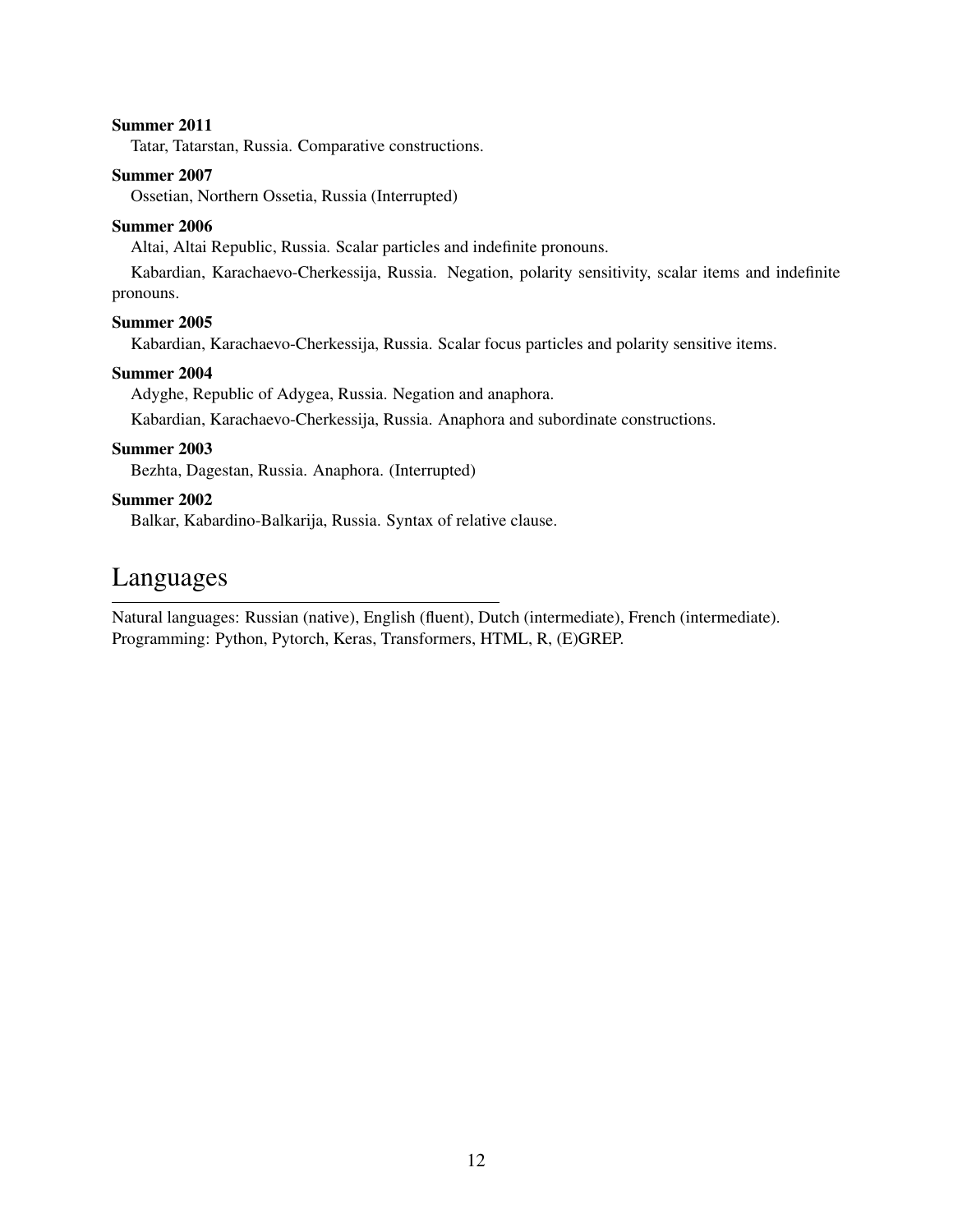**Summer 2011**

Tatar, Tatarstan, Russia. Comparative constructions.

**Summer 2007**

Ossetian, Northern Ossetia, Russia (Interrupted)

**Summer 2006**

Altai, Altai Republic, Russia. Scalar particles and indefinite pronouns.

Kabardian, Karachaevo-Cherkessija, Russia. Negation, polarity sensitivity, scalar items and indefinite pronouns.

**Summer 2005**

Kabardian, Karachaevo-Cherkessija, Russia. Scalar focus particles and polarity sensitive items.

**Summer 2004**

Adyghe, Republic of Adygea, Russia. Negation and anaphora.

Kabardian, Karachaevo-Cherkessija, Russia. Anaphora and subordinate constructions.

**Summer 2003**

Bezhta, Dagestan, Russia. Anaphora. (Interrupted)

**Summer 2002**

Balkar, Kabardino-Balkarija, Russia. Syntax of relative clause.

# Languages

Natural languages: Russian (native), English (fluent), Dutch (intermediate), French (intermediate).
Programming: Python, Pytorch, Keras, Transformers, HTML, R, (E)GREP.